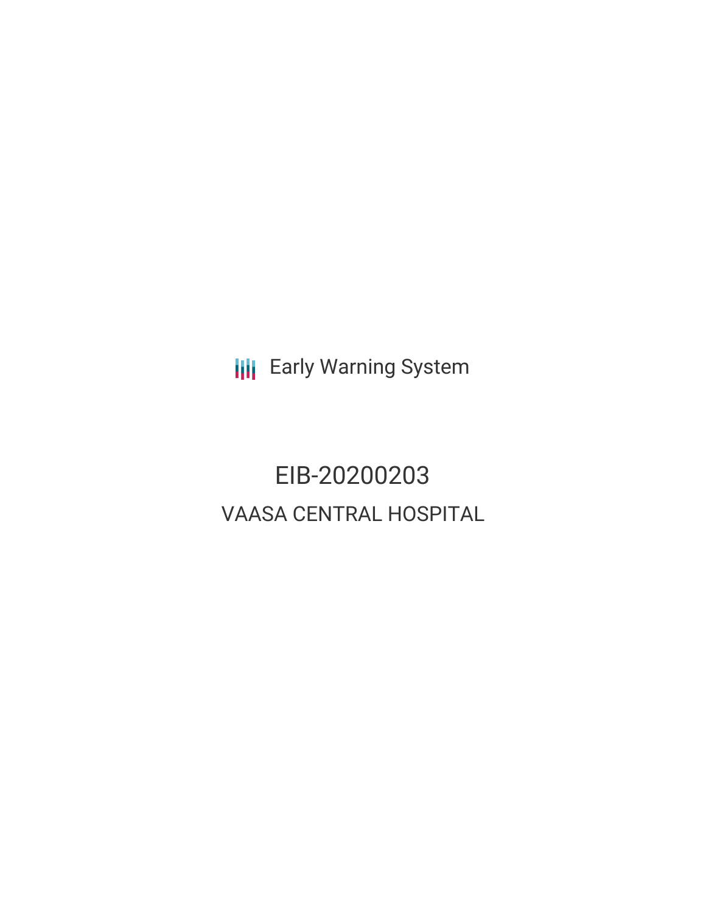Early Warning System

# EIB-20200203

## VAASA CENTRAL HOSPITAL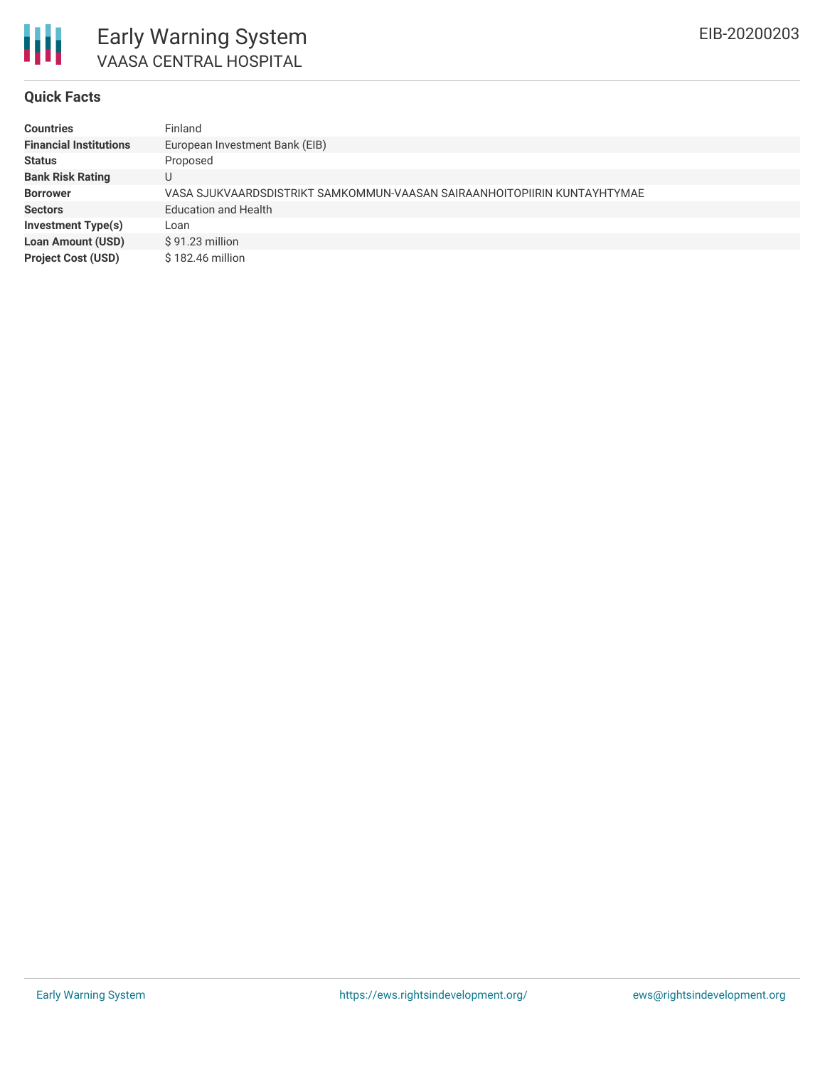# Early Warning System
## VAASA CENTRAL HOSPITAL

EIB-20200203

### Quick Facts

| | |
|---|---|
| **Countries** | Finland |
| **Financial Institutions** | European Investment Bank (EIB) |
| **Status** | Proposed |
| **Bank Risk Rating** | U |
| **Borrower** | VASA SJUKVAARDSDISTRIKT SAMKOMMUN-VAASAN SAIRAANHOITOPIIRIN KUNTAYHTYMAE |
| **Sectors** | Education and Health |
| **Investment Type(s)** | Loan |
| **Loan Amount (USD)** | $ 91.23 million |
| **Project Cost (USD)** | $ 182.46 million |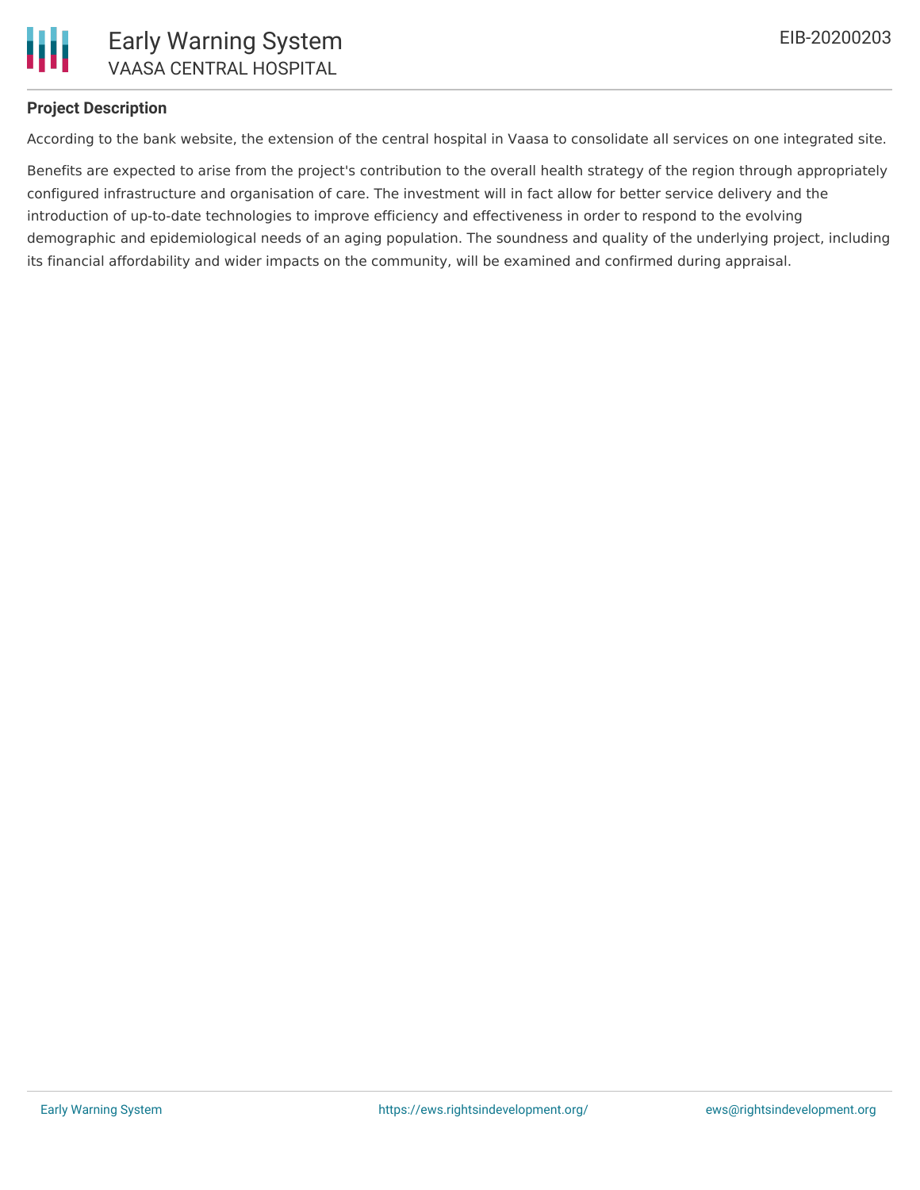### Project Description

According to the bank website, the extension of the central hospital in Vaasa to consolidate all services on one integrated site.

Benefits are expected to arise from the project's contribution to the overall health strategy of the region through appropriately configured infrastructure and organisation of care. The investment will in fact allow for better service delivery and the introduction of up-to-date technologies to improve efficiency and effectiveness in order to respond to the evolving demographic and epidemiological needs of an aging population. The soundness and quality of the underlying project, including its financial affordability and wider impacts on the community, will be examined and confirmed during appraisal.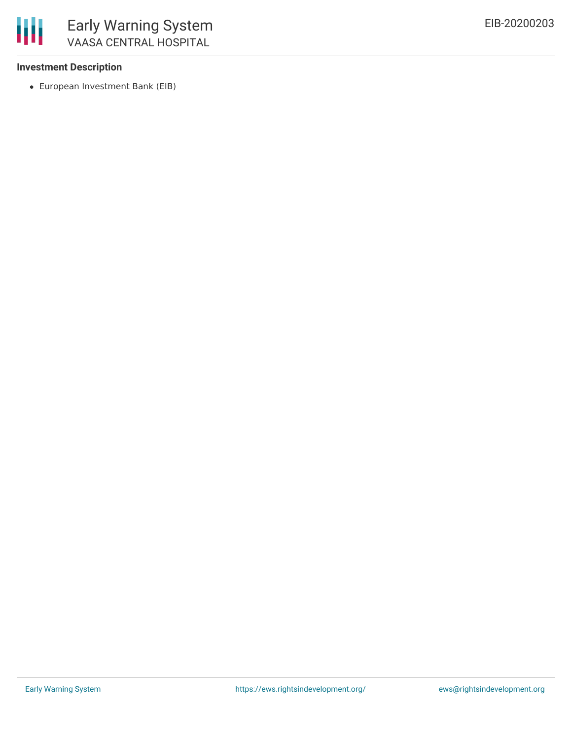### Investment Description

- European Investment Bank (EIB)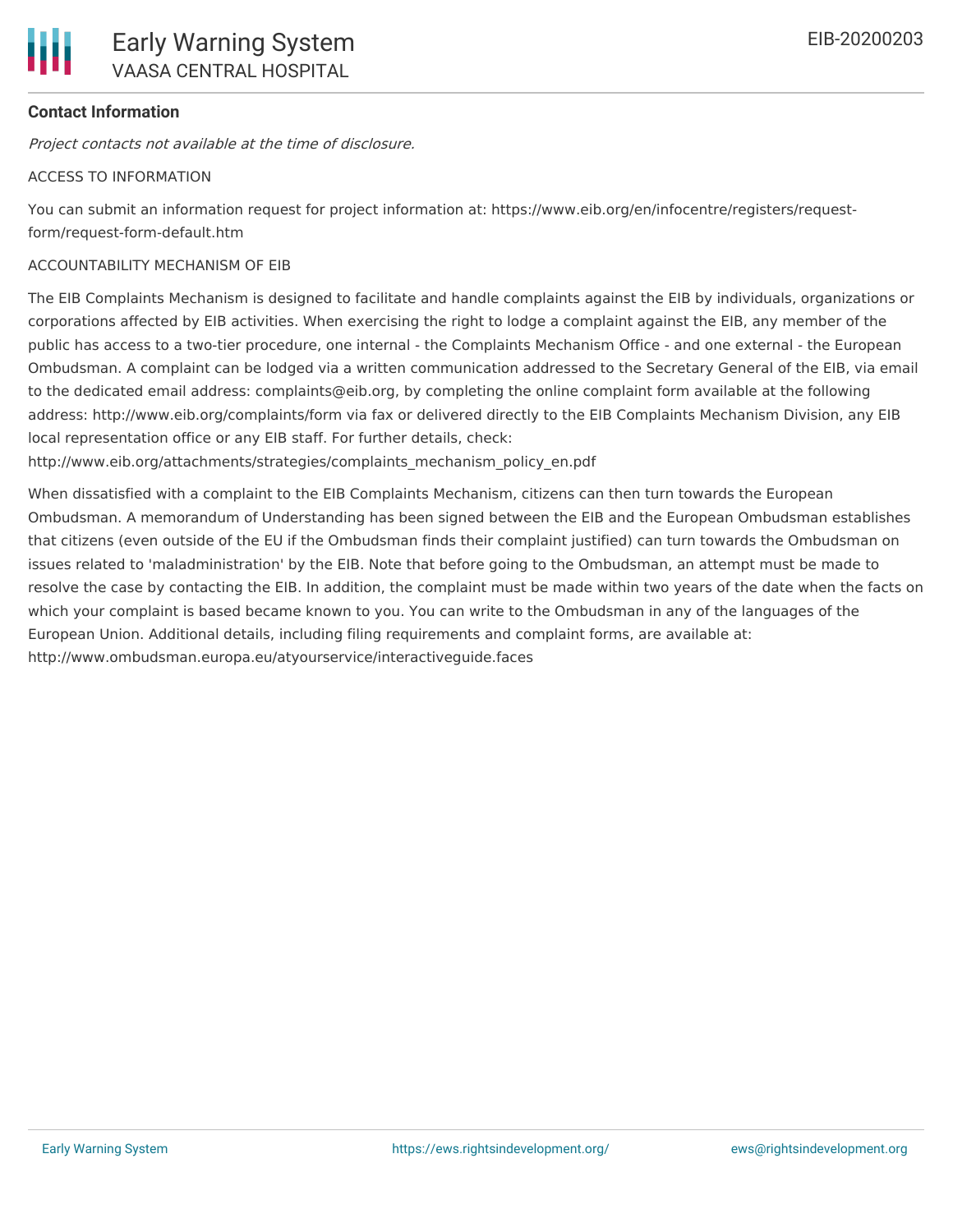**Contact Information**

*Project contacts not available at the time of disclosure.*

ACCESS TO INFORMATION

You can submit an information request for project information at: https://www.eib.org/en/infocentre/registers/request-form/request-form-default.htm

ACCOUNTABILITY MECHANISM OF EIB

The EIB Complaints Mechanism is designed to facilitate and handle complaints against the EIB by individuals, organizations or corporations affected by EIB activities. When exercising the right to lodge a complaint against the EIB, any member of the public has access to a two-tier procedure, one internal - the Complaints Mechanism Office - and one external - the European Ombudsman. A complaint can be lodged via a written communication addressed to the Secretary General of the EIB, via email to the dedicated email address: complaints@eib.org, by completing the online complaint form available at the following address: http://www.eib.org/complaints/form via fax or delivered directly to the EIB Complaints Mechanism Division, any EIB local representation office or any EIB staff. For further details, check: http://www.eib.org/attachments/strategies/complaints_mechanism_policy_en.pdf

When dissatisfied with a complaint to the EIB Complaints Mechanism, citizens can then turn towards the European Ombudsman. A memorandum of Understanding has been signed between the EIB and the European Ombudsman establishes that citizens (even outside of the EU if the Ombudsman finds their complaint justified) can turn towards the Ombudsman on issues related to 'maladministration' by the EIB. Note that before going to the Ombudsman, an attempt must be made to resolve the case by contacting the EIB. In addition, the complaint must be made within two years of the date when the facts on which your complaint is based became known to you. You can write to the Ombudsman in any of the languages of the European Union. Additional details, including filing requirements and complaint forms, are available at: http://www.ombudsman.europa.eu/atyourservice/interactiveguide.faces